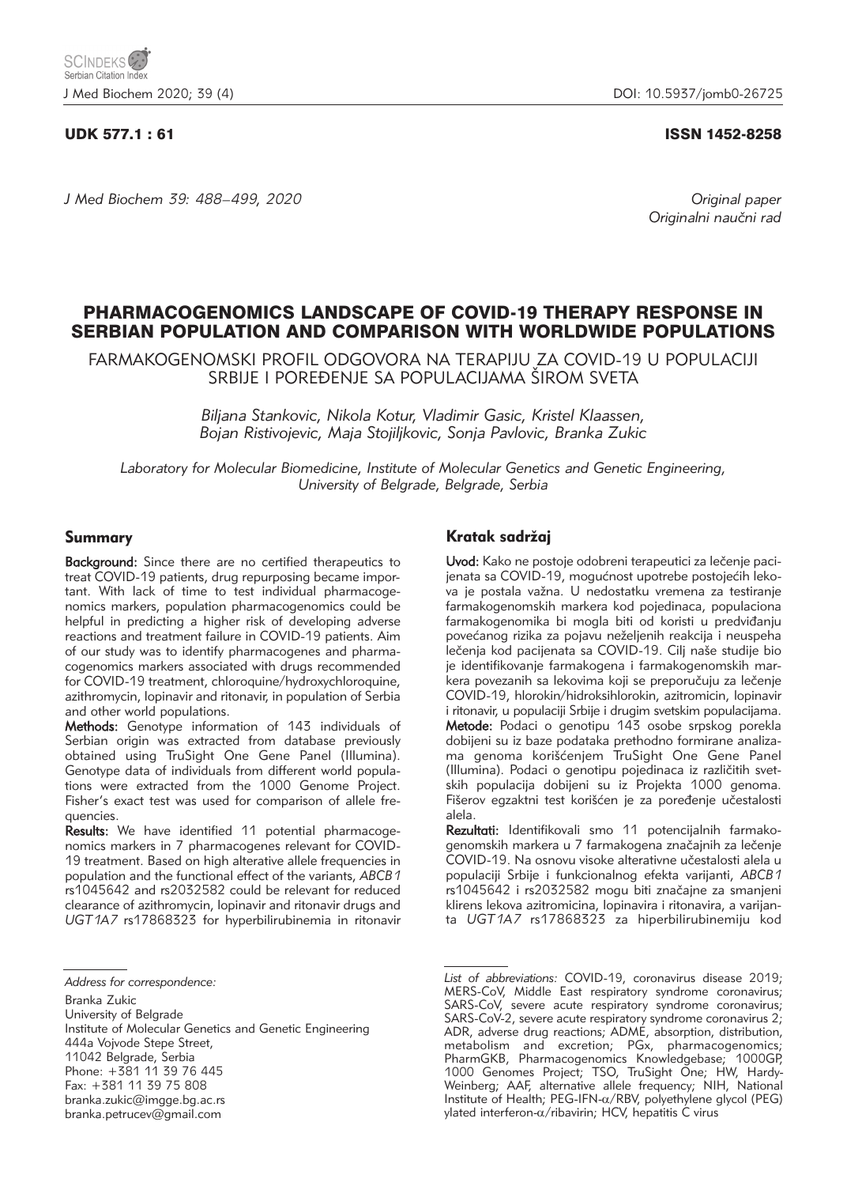UDK 577.1 : 61

ISSN 1452-8258

Original paper
Originalni naučni rad

# PHARMACOGENOMICS LANDSCAPE OF COVID-19 THERAPY RESPONSE IN SERBIAN POPULATION AND COMPARISON WITH WORLDWIDE POPULATIONS

## FARMAKOGENOMSKI PROFIL ODGOVORA NA TERAPIJU ZA COVID-19 U POPULACIJI SRBIJE I POREĐENJE SA POPULACIJAMA ŠIROM SVETA

*Biljana Stankovic, Nikola Kotur, Vladimir Gasic, Kristel Klaassen, Bojan Ristivojevic, Maja Stojiljkovic, Sonja Pavlovic, Branka Zukic*

*Laboratory for Molecular Biomedicine, Institute of Molecular Genetics and Genetic Engineering, University of Belgrade, Belgrade, Serbia*

### Summary

**Background:** Since there are no certified therapeutics to treat COVID-19 patients, drug repurposing became important. With lack of time to test individual pharmacogenomics markers, population pharmacogenomics could be helpful in predicting a higher risk of developing adverse reactions and treatment failure in COVID-19 patients. Aim of our study was to identify pharmacogenes and pharmacogenomics markers associated with drugs recommended for COVID-19 treatment, chloroquine/hydroxychloroquine, azithromycin, lopinavir and ritonavir, in population of Serbia and other world populations.

**Methods:** Genotype information of 143 individuals of Serbian origin was extracted from database previously obtained using TruSight One Gene Panel (Illumina). Genotype data of individuals from different world populations were extracted from the 1000 Genome Project. Fisher's exact test was used for comparison of allele frequencies.

**Results:** We have identified 11 potential pharmacogenomics markers in 7 pharmacogenes relevant for COVID-19 treatment. Based on high alterative allele frequencies in population and the functional effect of the variants, *ABCB1* rs1045642 and rs2032582 could be relevant for reduced clearance of azithromycin, lopinavir and ritonavir drugs and *UGT1A7* rs17868323 for hyperbilirubinemia in ritonavir

### Kratak sadržaj

**Uvod:** Kako ne postoje odobreni terapeutici za lečenje pacijenata sa COVID-19, mogućnost upotrebe postojećih lekova je postala važna. U nedostatku vremena za testiranje farmakogenomskih markera kod pojedinaca, populaciona farmakogenomika bi mogla biti od koristi u predviđanju povećanog rizika za pojavu neželjenih reakcija i neuspeha lečenja kod pacijenata sa COVID-19. Cilj naše studije bio je identifikovanje farmakogena i farmakogenomskih markera povezanih sa lekovima koji se preporučuju za lečenje COVID-19, hlorokin/hidroksihlorokin, azitromicin, lopinavir i ritonavir, u populaciji Srbije i drugim svetskim populacijama.

**Metode:** Podaci o genotipu 143 osobe srpskog porekla dobijeni su iz baze podataka prethodno formirane analizama genoma korišćenjem TruSight One Gene Panel (Illumina). Podaci o genotipu pojedinaca iz različitih svetskih populacija dobijeni su iz Projekta 1000 genoma. Fišerov egzaktni test korišćen je za poređenje učestalosti alela.

**Rezultati:** Identifikovali smo 11 potencijalnih farmakogenomskih markera u 7 farmakogena značajnih za lečenje COVID-19. Na osnovu visoke alterativne učestalosti alela u populaciji Srbije i funkcionalnog efekta varijanti, *ABCB1* rs1045642 i rs2032582 mogu biti značajne za smanjeni klirens lekova azitromicina, lopinavira i ritonavira, a varijanta *UGT1A7* rs17868323 za hiperbilirubinemiju kod

*Address for correspondence:*

Branka Zukic
University of Belgrade
Institute of Molecular Genetics and Genetic Engineering
444a Vojvode Stepe Street,
11042 Belgrade, Serbia
Phone: +381 11 39 76 445
Fax: +381 11 39 75 808
branka.zukic@imgge.bg.ac.rs
branka.petrucev@gmail.com

*List of abbreviations:* COVID-19, coronavirus disease 2019; MERS-CoV, Middle East respiratory syndrome coronavirus; SARS-CoV, severe acute respiratory syndrome coronavirus; SARS-CoV-2, severe acute respiratory syndrome coronavirus 2; ADR, adverse drug reactions; ADME, absorption, distribution, metabolism and excretion; PGx, pharmacogenomics; PharmGKB, Pharmacogenomics Knowledgebase; 1000GP, 1000 Genomes Project; TSO, TruSight One; HW, Hardy-Weinberg; AAF, alternative allele frequency; NIH, National Institute of Health; PEG-IFN-$\alpha$/RBV, polyethylene glycol (PEG) ylated interferon-$\alpha$/ribavirin; HCV, hepatitis C virus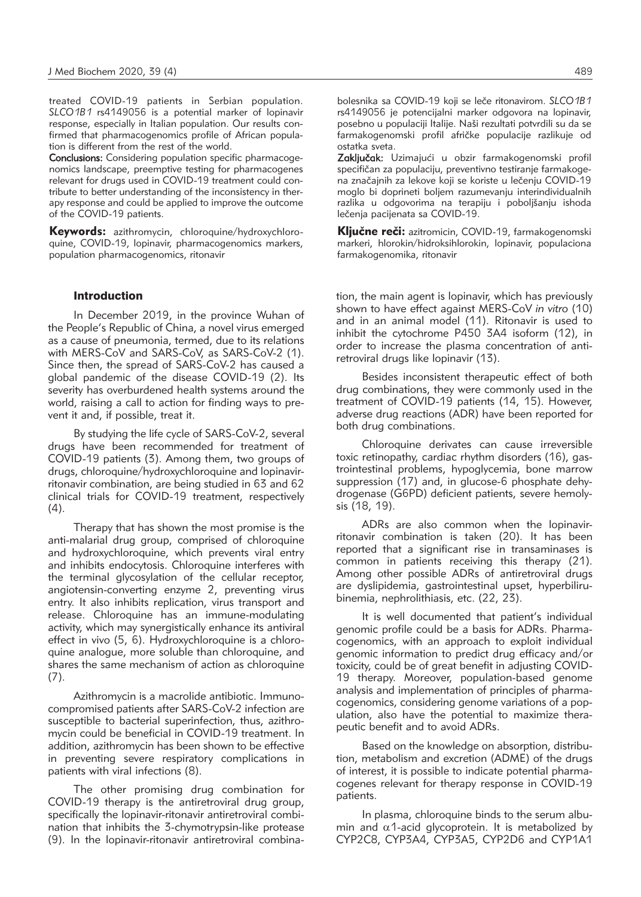treated COVID-19 patients in Serbian population. *SLCO1B1* rs4149056 is a potential marker of lopinavir response, especially in Italian population. Our results confirmed that pharmacogenomics profile of African population is different from the rest of the world.

**Conclusions:** Considering population specific pharmacogenomics landscape, preemptive testing for pharmacogenes relevant for drugs used in COVID-19 treatment could contribute to better understanding of the inconsistency in therapy response and could be applied to improve the outcome of the COVID-19 patients.

**Keywords:** azithromycin, chloroquine/hydroxychloroquine, COVID-19, lopinavir, pharmacogenomics markers, population pharmacogenomics, ritonavir

bolesnika sa COVID-19 koji se leče ritonavirom. *SLCO1B1* rs4149056 je potencijalni marker odgovora na lopinavir, posebno u populaciji Italije. Naši rezultati potvrdili su da se farmakogenomski profil afričke populacije razlikuje od ostatka sveta.

**Zaključak:** Uzimajući u obzir farmakogenomski profil specifičan za populaciju, preventivno testiranje farmakogena značajnih za lekove koji se koriste u lečenju COVID-19 moglo bi doprineti boljem razumevanju interindividualnih razlika u odgovorima na terapiju i poboljšanju ishoda lečenja pacijenata sa COVID-19.

**Ključne reči:** azitromicin, COVID-19, farmakogenomski markeri, hlorokin/hidroksihlorokin, lopinavir, populaciona farmakogenomika, ritonavir

## Introduction

In December 2019, in the province Wuhan of the People's Republic of China, a novel virus emerged as a cause of pneumonia, termed, due to its relations with MERS-CoV and SARS-CoV, as SARS-CoV-2 (1). Since then, the spread of SARS-CoV-2 has caused a global pandemic of the disease COVID-19 (2). Its severity has overburdened health systems around the world, raising a call to action for finding ways to prevent it and, if possible, treat it.

By studying the life cycle of SARS-CoV-2, several drugs have been recommended for treatment of COVID-19 patients (3). Among them, two groups of drugs, chloroquine/hydroxychloroquine and lopinavir-ritonavir combination, are being studied in 63 and 62 clinical trials for COVID-19 treatment, respectively (4).

Therapy that has shown the most promise is the anti-malarial drug group, comprised of chloroquine and hydroxychloroquine, which prevents viral entry and inhibits endocytosis. Chloroquine interferes with the terminal glycosylation of the cellular receptor, angiotensin-converting enzyme 2, preventing virus entry. It also inhibits replication, virus transport and release. Chloroquine has an immune-modulating activity, which may synergistically enhance its antiviral effect in vivo (5, 6). Hydroxychloroquine is a chloroquine analogue, more soluble than chloroquine, and shares the same mechanism of action as chloroquine (7).

Azithromycin is a macrolide antibiotic. Immunocompromised patients after SARS-CoV-2 infection are susceptible to bacterial superinfection, thus, azithromycin could be beneficial in COVID-19 treatment. In addition, azithromycin has been shown to be effective in preventing severe respiratory complications in patients with viral infections (8).

The other promising drug combination for COVID-19 therapy is the antiretroviral drug group, specifically the lopinavir-ritonavir antiretroviral combination that inhibits the 3-chymotrypsin-like protease (9). In the lopinavir-ritonavir antiretroviral combination, the main agent is lopinavir, which has previously shown to have effect against MERS-CoV *in vitro* (10) and in an animal model (11). Ritonavir is used to inhibit the cytochrome P450 3A4 isoform (12), in order to increase the plasma concentration of antiretroviral drugs like lopinavir (13).

Besides inconsistent therapeutic effect of both drug combinations, they were commonly used in the treatment of COVID-19 patients (14, 15). However, adverse drug reactions (ADR) have been reported for both drug combinations.

Chloroquine derivates can cause irreversible toxic retinopathy, cardiac rhythm disorders (16), gastrointestinal problems, hypoglycemia, bone marrow suppression (17) and, in glucose-6 phosphate dehydrogenase (G6PD) deficient patients, severe hemolysis (18, 19).

ADRs are also common when the lopinavir-ritonavir combination is taken (20). It has been reported that a significant rise in transaminases is common in patients receiving this therapy (21). Among other possible ADRs of antiretroviral drugs are dyslipidemia, gastrointestinal upset, hyperbilirubinemia, nephrolithiasis, etc. (22, 23).

It is well documented that patient's individual genomic profile could be a basis for ADRs. Pharmacogenomics, with an approach to exploit individual genomic information to predict drug efficacy and/or toxicity, could be of great benefit in adjusting COVID-19 therapy. Moreover, population-based genome analysis and implementation of principles of pharmacogenomics, considering genome variations of a population, also have the potential to maximize therapeutic benefit and to avoid ADRs.

Based on the knowledge on absorption, distribution, metabolism and excretion (ADME) of the drugs of interest, it is possible to indicate potential pharmacogenes relevant for therapy response in COVID-19 patients.

In plasma, chloroquine binds to the serum albumin and $\alpha$1-acid glycoprotein. It is metabolized by CYP2C8, CYP3A4, CYP3A5, CYP2D6 and CYP1A1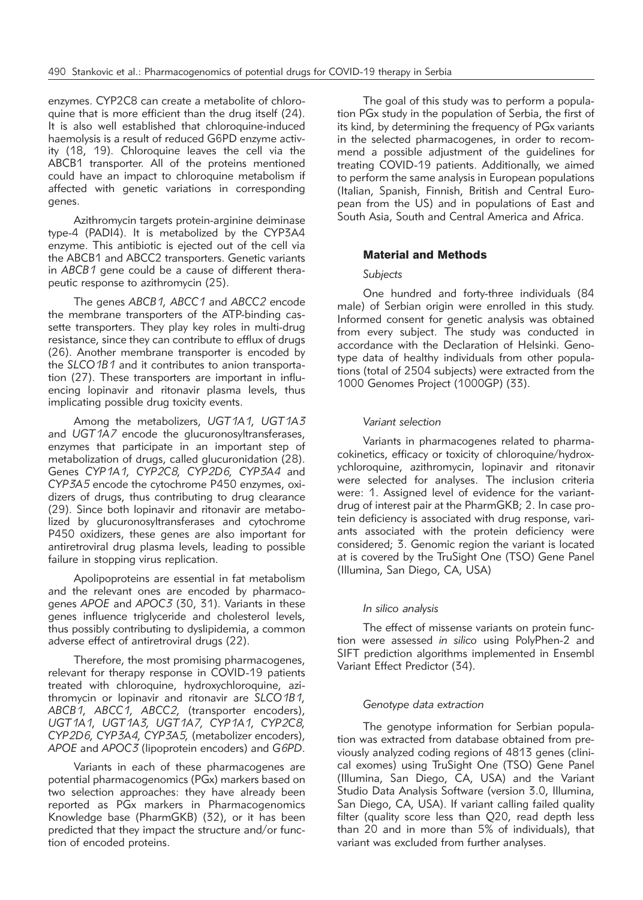enzymes. CYP2C8 can create a metabolite of chloroquine that is more efficient than the drug itself (24). It is also well established that chloroquine-induced haemolysis is a result of reduced G6PD enzyme activity (18, 19). Chloroquine leaves the cell via the ABCB1 transporter. All of the proteins mentioned could have an impact to chloroquine metabolism if affected with genetic variations in corresponding genes.

Azithromycin targets protein-arginine deiminase type-4 (PADI4). It is metabolized by the CYP3A4 enzyme. This antibiotic is ejected out of the cell via the ABCB1 and ABCC2 transporters. Genetic variants in *ABCB1* gene could be a cause of different therapeutic response to azithromycin (25).

The genes *ABCB1*, *ABCC1* and *ABCC2* encode the membrane transporters of the ATP-binding cassette transporters. They play key roles in multi-drug resistance, since they can contribute to efflux of drugs (26). Another membrane transporter is encoded by the *SLCO1B1* and it contributes to anion transportation (27). These transporters are important in influencing lopinavir and ritonavir plasma levels, thus implicating possible drug toxicity events.

Among the metabolizers, *UGT1A1*, *UGT1A3* and *UGT1A7* encode the glucuronosyltransferases, enzymes that participate in an important step of metabolization of drugs, called glucuronidation (28). Genes *CYP1A1*, *CYP2C8*, *CYP2D6*, *CYP3A4* and *CYP3A5* encode the cytochrome P450 enzymes, oxidizers of drugs, thus contributing to drug clearance (29). Since both lopinavir and ritonavir are metabolized by glucuronosyltransferases and cytochrome P450 oxidizers, these genes are also important for antiretroviral drug plasma levels, leading to possible failure in stopping virus replication.

Apolipoproteins are essential in fat metabolism and the relevant ones are encoded by pharmacogenes *APOE* and *APOC3* (30, 31). Variants in these genes influence triglyceride and cholesterol levels, thus possibly contributing to dyslipidemia, a common adverse effect of antiretroviral drugs (22).

Therefore, the most promising pharmacogenes, relevant for therapy response in COVID-19 patients treated with chloroquine, hydroxychloroquine, azithromycin or lopinavir and ritonavir are *SLCO1B1*, *ABCB1*, *ABCC1*, *ABCC2*, (transporter encoders), *UGT1A1*, *UGT1A3*, *UGT1A7*, *CYP1A1*, *CYP2C8*, *CYP2D6*, *CYP3A4*, *CYP3A5*, (metabolizer encoders), *APOE* and *APOC3* (lipoprotein encoders) and *G6PD*.

Variants in each of these pharmacogenes are potential pharmacogenomics (PGx) markers based on two selection approaches: they have already been reported as PGx markers in Pharmacogenomics Knowledge base (PharmGKB) (32), or it has been predicted that they impact the structure and/or function of encoded proteins.

The goal of this study was to perform a population PGx study in the population of Serbia, the first of its kind, by determining the frequency of PGx variants in the selected pharmacogenes, in order to recommend a possible adjustment of the guidelines for treating COVID-19 patients. Additionally, we aimed to perform the same analysis in European populations (Italian, Spanish, Finnish, British and Central European from the US) and in populations of East and South Asia, South and Central America and Africa.

## Material and Methods

### *Subjects*

One hundred and forty-three individuals (84 male) of Serbian origin were enrolled in this study. Informed consent for genetic analysis was obtained from every subject. The study was conducted in accordance with the Declaration of Helsinki. Genotype data of healthy individuals from other populations (total of 2504 subjects) were extracted from the 1000 Genomes Project (1000GP) (33).

### *Variant selection*

Variants in pharmacogenes related to pharmacokinetics, efficacy or toxicity of chloroquine/hydroxychloroquine, azithromycin, lopinavir and ritonavir were selected for analyses. The inclusion criteria were: 1. Assigned level of evidence for the variant-drug of interest pair at the PharmGKB; 2. In case protein deficiency is associated with drug response, variants associated with the protein deficiency were considered; 3. Genomic region the variant is located at is covered by the TruSight One (TSO) Gene Panel (Illumina, San Diego, CA, USA)

### *In silico analysis*

The effect of missense variants on protein function were assessed *in silico* using PolyPhen-2 and SIFT prediction algorithms implemented in Ensembl Variant Effect Predictor (34).

### *Genotype data extraction*

The genotype information for Serbian population was extracted from database obtained from previously analyzed coding regions of 4813 genes (clinical exomes) using TruSight One (TSO) Gene Panel (Illumina, San Diego, CA, USA) and the Variant Studio Data Analysis Software (version 3.0, Illumina, San Diego, CA, USA). If variant calling failed quality filter (quality score less than Q20, read depth less than 20 and in more than 5% of individuals), that variant was excluded from further analyses.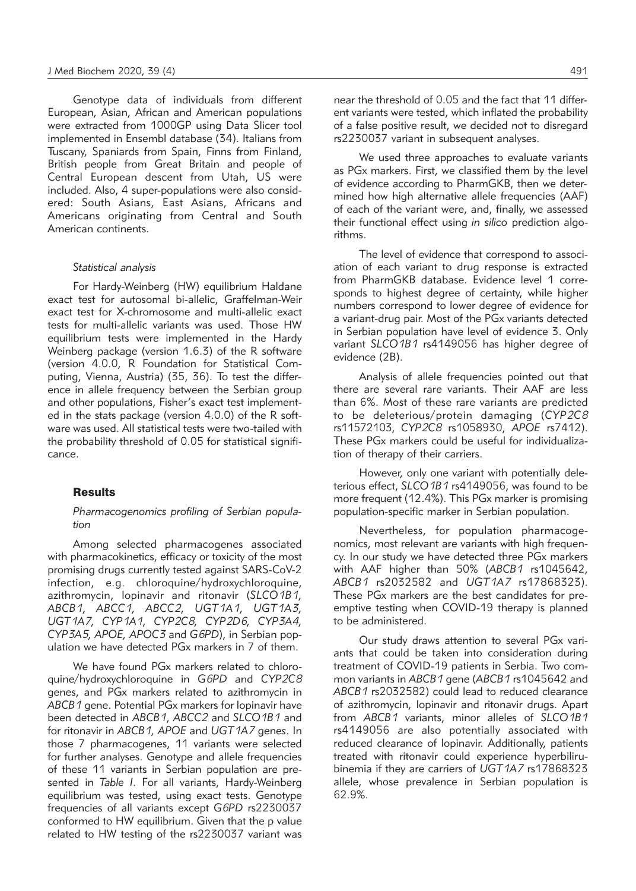Genotype data of individuals from different European, Asian, African and American populations were extracted from 1000GP using Data Slicer tool implemented in Ensembl database (34). Italians from Tuscany, Spaniards from Spain, Finns from Finland, British people from Great Britain and people of Central European descent from Utah, US were included. Also, 4 super-populations were also considered: South Asians, East Asians, Africans and Americans originating from Central and South American continents.

### *Statistical analysis*

For Hardy-Weinberg (HW) equilibrium Haldane exact test for autosomal bi-allelic, Graffelman-Weir exact test for X-chromosome and multi-allelic exact tests for multi-allelic variants was used. Those HW equilibrium tests were implemented in the Hardy Weinberg package (version 1.6.3) of the R software (version 4.0.0, R Foundation for Statistical Computing, Vienna, Austria) (35, 36). To test the difference in allele frequency between the Serbian group and other populations, Fisher's exact test implemented in the stats package (version 4.0.0) of the R software was used. All statistical tests were two-tailed with the probability threshold of 0.05 for statistical significance.

## Results

### *Pharmacogenomics profiling of Serbian population*

Among selected pharmacogenes associated with pharmacokinetics, efficacy or toxicity of the most promising drugs currently tested against SARS-CoV-2 infection, e.g. chloroquine/hydroxychloroquine, azithromycin, lopinavir and ritonavir (*SLCO1B1*, *ABCB1*, *ABCC1*, *ABCC2*, *UGT1A1*, *UGT1A3*, *UGT1A7*, *CYP1A1*, *CYP2C8*, *CYP2D6*, *CYP3A4*, *CYP3A5*, *APOE*, *APOC3* and *G6PD*), in Serbian population we have detected PGx markers in 7 of them.

We have found PGx markers related to chloroquine/hydroxychloroquine in *G6PD* and *CYP2C8* genes, and PGx markers related to azithromycin in *ABCB1* gene. Potential PGx markers for lopinavir have been detected in *ABCB1*, *ABCC2* and *SLCO1B1* and for ritonavir in *ABCB1*, *APOE* and *UGT1A7* genes. In those 7 pharmacogenes, 11 variants were selected for further analyses. Genotype and allele frequencies of these 11 variants in Serbian population are presented in *Table I*. For all variants, Hardy-Weinberg equilibrium was tested, using exact tests. Genotype frequencies of all variants except *G6PD* rs2230037 conformed to HW equilibrium. Given that the p value related to HW testing of the rs2230037 variant was near the threshold of 0.05 and the fact that 11 different variants were tested, which inflated the probability of a false positive result, we decided not to disregard rs2230037 variant in subsequent analyses.

We used three approaches to evaluate variants as PGx markers. First, we classified them by the level of evidence according to PharmGKB, then we determined how high alternative allele frequencies (AAF) of each of the variant were, and, finally, we assessed their functional effect using *in silico* prediction algorithms.

The level of evidence that correspond to association of each variant to drug response is extracted from PharmGKB database. Evidence level 1 corresponds to highest degree of certainty, while higher numbers correspond to lower degree of evidence for a variant-drug pair. Most of the PGx variants detected in Serbian population have level of evidence 3. Only variant *SLCO1B1* rs4149056 has higher degree of evidence (2B).

Analysis of allele frequencies pointed out that there are several rare variants. Their AAF are less than 6%. Most of these rare variants are predicted to be deleterious/protein damaging (*CYP2C8* rs11572103, *CYP2C8* rs1058930, *APOE* rs7412). These PGx markers could be useful for individualization of therapy of their carriers.

However, only one variant with potentially deleterious effect, *SLCO1B1* rs4149056, was found to be more frequent (12.4%). This PGx marker is promising population-specific marker in Serbian population.

Nevertheless, for population pharmacogenomics, most relevant are variants with high frequency. In our study we have detected three PGx markers with AAF higher than 50% (*ABCB1* rs1045642, *ABCB1* rs2032582 and *UGT1A7* rs17868323). These PGx markers are the best candidates for preemptive testing when COVID-19 therapy is planned to be administered.

Our study draws attention to several PGx variants that could be taken into consideration during treatment of COVID-19 patients in Serbia. Two common variants in *ABCB1* gene (*ABCB1* rs1045642 and *ABCB1* rs2032582) could lead to reduced clearance of azithromycin, lopinavir and ritonavir drugs. Apart from *ABCB1* variants, minor alleles of *SLCO1B1* rs4149056 are also potentially associated with reduced clearance of lopinavir. Additionally, patients treated with ritonavir could experience hyperbilirubinemia if they are carriers of *UGT1A7* rs17868323 allele, whose prevalence in Serbian population is 62.9%.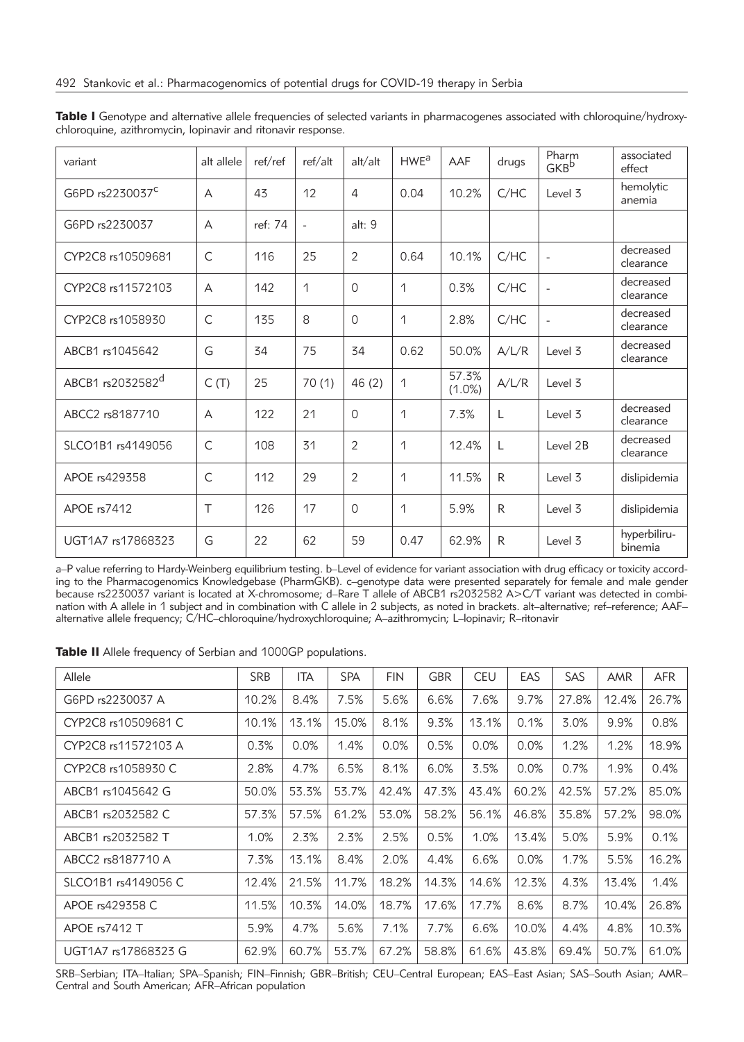**Table I** Genotype and alternative allele frequencies of selected variants in pharmacogenes associated with chloroquine/hydroxychloroquine, azithromycin, lopinavir and ritonavir response.

| variant | alt allele | ref/ref | ref/alt | alt/alt | HWE[a] | AAF | drugs | Pharm GKB[b] | associated effect |
|---|---|---|---|---|---|---|---|---|---|
| G6PD rs2230037[c] | A | 43 | 12 | 4 | 0.04 | 10.2% | C/HC | Level 3 | hemolytic anemia |
| G6PD rs2230037 | A | ref: 74 | - | alt: 9 | | | | | |
| CYP2C8 rs10509681 | C | 116 | 25 | 2 | 0.64 | 10.1% | C/HC | - | decreased clearance |
| CYP2C8 rs11572103 | A | 142 | 1 | 0 | 1 | 0.3% | C/HC | - | decreased clearance |
| CYP2C8 rs1058930 | C | 135 | 8 | 0 | 1 | 2.8% | C/HC | - | decreased clearance |
| ABCB1 rs1045642 | G | 34 | 75 | 34 | 0.62 | 50.0% | A/L/R | Level 3 | decreased clearance |
| ABCB1 rs2032582[d] | C (T) | 25 | 70 (1) | 46 (2) | 1 | 57.3% (1.0%) | A/L/R | Level 3 | |
| ABCC2 rs8187710 | A | 122 | 21 | 0 | 1 | 7.3% | L | Level 3 | decreased clearance |
| SLCO1B1 rs4149056 | C | 108 | 31 | 2 | 1 | 12.4% | L | Level 2B | decreased clearance |
| APOE rs429358 | C | 112 | 29 | 2 | 1 | 11.5% | R | Level 3 | dislipidemia |
| APOE rs7412 | T | 126 | 17 | 0 | 1 | 5.9% | R | Level 3 | dislipidemia |
| UGT1A7 rs17868323 | G | 22 | 62 | 59 | 0.47 | 62.9% | R | Level 3 | hyperbilirubinemia |

a–P value referring to Hardy-Weinberg equilibrium testing. b–Level of evidence for variant association with drug efficacy or toxicity according to the Pharmacogenomics Knowledgebase (PharmGKB). c–genotype data were presented separately for female and male gender because rs2230037 variant is located at X-chromosome; d–Rare T allele of ABCB1 rs2032582 A>C/T variant was detected in combination with A allele in 1 subject and in combination with C allele in 2 subjects, as noted in brackets. alt–alternative; ref–reference; AAF–alternative allele frequency; C/HC–chloroquine/hydroxychloroquine; A–azithromycin; L–lopinavir; R–ritonavir

**Table II** Allele frequency of Serbian and 1000GP populations.

| Allele | SRB | ITA | SPA | FIN | GBR | CEU | EAS | SAS | AMR | AFR |
|---|---|---|---|---|---|---|---|---|---|---|
| G6PD rs2230037 A | 10.2% | 8.4% | 7.5% | 5.6% | 6.6% | 7.6% | 9.7% | 27.8% | 12.4% | 26.7% |
| CYP2C8 rs10509681 C | 10.1% | 13.1% | 15.0% | 8.1% | 9.3% | 13.1% | 0.1% | 3.0% | 9.9% | 0.8% |
| CYP2C8 rs11572103 A | 0.3% | 0.0% | 1.4% | 0.0% | 0.5% | 0.0% | 0.0% | 1.2% | 1.2% | 18.9% |
| CYP2C8 rs1058930 C | 2.8% | 4.7% | 6.5% | 8.1% | 6.0% | 3.5% | 0.0% | 0.7% | 1.9% | 0.4% |
| ABCB1 rs1045642 G | 50.0% | 53.3% | 53.7% | 42.4% | 47.3% | 43.4% | 60.2% | 42.5% | 57.2% | 85.0% |
| ABCB1 rs2032582 C | 57.3% | 57.5% | 61.2% | 53.0% | 58.2% | 56.1% | 46.8% | 35.8% | 57.2% | 98.0% |
| ABCB1 rs2032582 T | 1.0% | 2.3% | 2.3% | 2.5% | 0.5% | 1.0% | 13.4% | 5.0% | 5.9% | 0.1% |
| ABCC2 rs8187710 A | 7.3% | 13.1% | 8.4% | 2.0% | 4.4% | 6.6% | 0.0% | 1.7% | 5.5% | 16.2% |
| SLCO1B1 rs4149056 C | 12.4% | 21.5% | 11.7% | 18.2% | 14.3% | 14.6% | 12.3% | 4.3% | 13.4% | 1.4% |
| APOE rs429358 C | 11.5% | 10.3% | 14.0% | 18.7% | 17.6% | 17.7% | 8.6% | 8.7% | 10.4% | 26.8% |
| APOE rs7412 T | 5.9% | 4.7% | 5.6% | 7.1% | 7.7% | 6.6% | 10.0% | 4.4% | 4.8% | 10.3% |
| UGT1A7 rs17868323 G | 62.9% | 60.7% | 53.7% | 67.2% | 58.8% | 61.6% | 43.8% | 69.4% | 50.7% | 61.0% |

SRB–Serbian; ITA–Italian; SPA–Spanish; FIN–Finnish; GBR–British; CEU–Central European; EAS–East Asian; SAS–South Asian; AMR–Central and South American; AFR–African population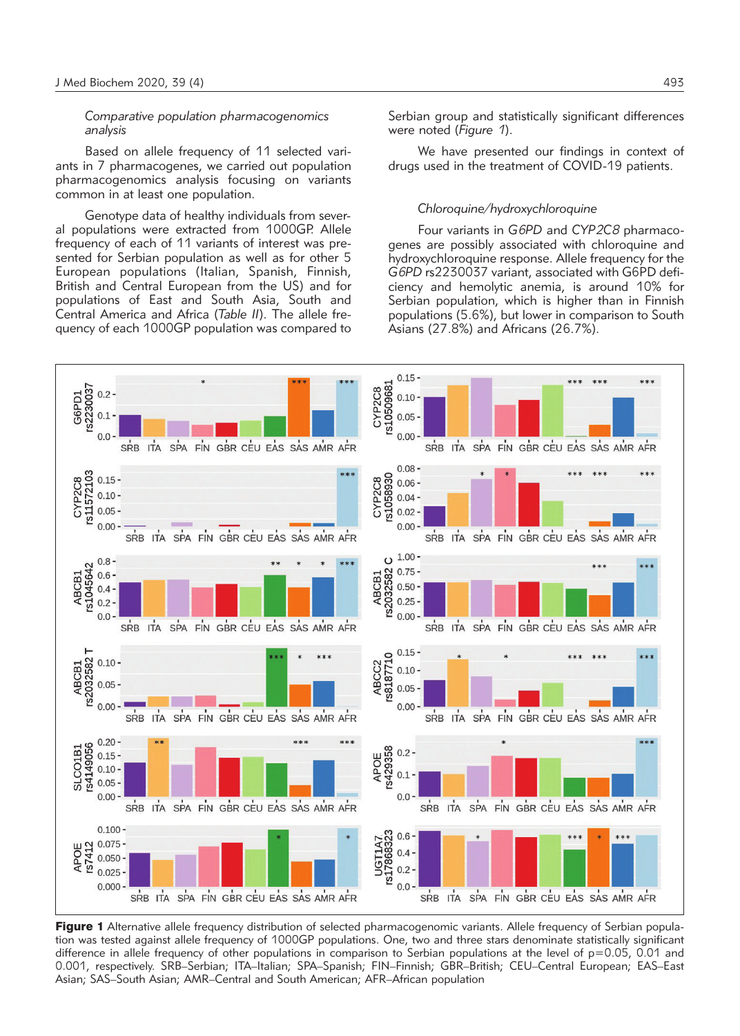*Comparative population pharmacogenomics analysis*

Based on allele frequency of 11 selected variants in 7 pharmacogenes, we carried out population pharmacogenomics analysis focusing on variants common in at least one population.

Genotype data of healthy individuals from several populations were extracted from 1000GP. Allele frequency of each of 11 variants of interest was presented for Serbian population as well as for other 5 European populations (Italian, Spanish, Finnish, British and Central European from the US) and for populations of East and South Asia, South and Central America and Africa (*Table II*). The allele frequency of each 1000GP population was compared to Serbian group and statistically significant differences were noted (*Figure 1*).

We have presented our findings in context of drugs used in the treatment of COVID-19 patients.

*Chloroquine/hydroxychloroquine*

Four variants in *G6PD* and *CYP2C8* pharmacogenes are possibly associated with chloroquine and hydroxychloroquine response. Allele frequency for the *G6PD* rs2230037 variant, associated with G6PD deficiency and hemolytic anemia, is around 10% for Serbian population, which is higher than in Finnish populations (5.6%), but lower in comparison to South Asians (27.8%) and Africans (26.7%).

**Figure 1** Alternative allele frequency distribution of selected pharmacogenomic variants. Allele frequency of Serbian population was tested against allele frequency of 1000GP populations. One, two and three stars denominate statistically significant difference in allele frequency of other populations in comparison to Serbian populations at the level of p=0.05, 0.01 and 0.001, respectively. SRB–Serbian; ITA–Italian; SPA–Spanish; FIN–Finnish; GBR–British; CEU–Central European; EAS–East Asian; SAS–South Asian; AMR–Central and South American; AFR–African population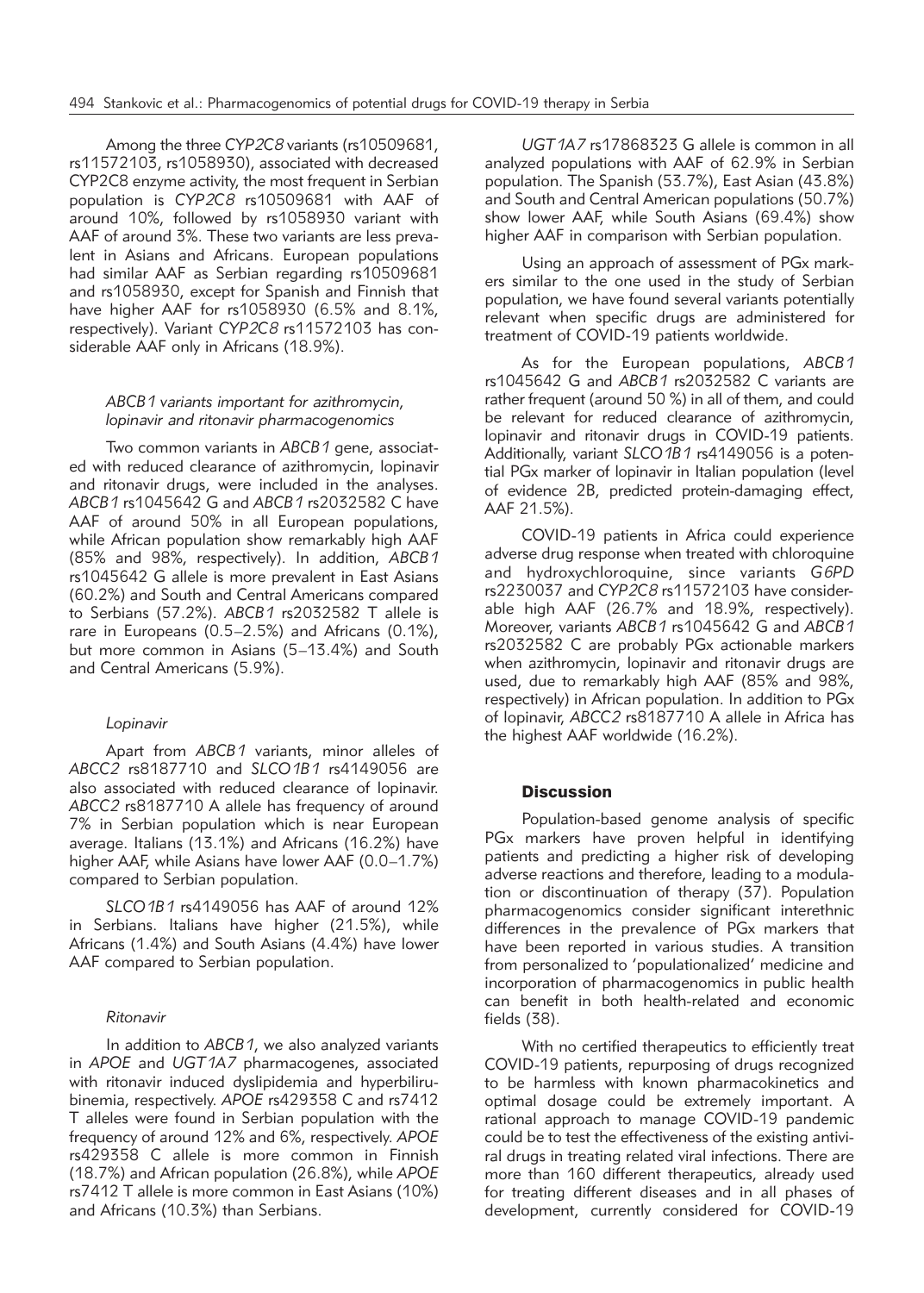Among the three *CYP2C8* variants (rs10509681, rs11572103, rs1058930), associated with decreased CYP2C8 enzyme activity, the most frequent in Serbian population is *CYP2C8* rs10509681 with AAF of around 10%, followed by rs1058930 variant with AAF of around 3%. These two variants are less prevalent in Asians and Africans. European populations had similar AAF as Serbian regarding rs10509681 and rs1058930, except for Spanish and Finnish that have higher AAF for rs1058930 (6.5% and 8.1%, respectively). Variant *CYP2C8* rs11572103 has considerable AAF only in Africans (18.9%).

### *ABCB1 variants important for azithromycin, lopinavir and ritonavir pharmacogenomics*

Two common variants in *ABCB1* gene, associated with reduced clearance of azithromycin, lopinavir and ritonavir drugs, were included in the analyses. *ABCB1* rs1045642 G and *ABCB1* rs2032582 C have AAF of around 50% in all European populations, while African population show remarkably high AAF (85% and 98%, respectively). In addition, *ABCB1* rs1045642 G allele is more prevalent in East Asians (60.2%) and South and Central Americans compared to Serbians (57.2%). *ABCB1* rs2032582 T allele is rare in Europeans (0.5–2.5%) and Africans (0.1%), but more common in Asians (5–13.4%) and South and Central Americans (5.9%).

### *Lopinavir*

Apart from *ABCB1* variants, minor alleles of *ABCC2* rs8187710 and *SLCO1B1* rs4149056 are also associated with reduced clearance of lopinavir. *ABCC2* rs8187710 A allele has frequency of around 7% in Serbian population which is near European average. Italians (13.1%) and Africans (16.2%) have higher AAF, while Asians have lower AAF (0.0–1.7%) compared to Serbian population.

*SLCO1B1* rs4149056 has AAF of around 12% in Serbians. Italians have higher (21.5%), while Africans (1.4%) and South Asians (4.4%) have lower AAF compared to Serbian population.

### *Ritonavir*

In addition to *ABCB1*, we also analyzed variants in *APOE* and *UGT1A7* pharmacogenes, associated with ritonavir induced dyslipidemia and hyperbilirubinemia, respectively. *APOE* rs429358 C and rs7412 T alleles were found in Serbian population with the frequency of around 12% and 6%, respectively. *APOE* rs429358 C allele is more common in Finnish (18.7%) and African population (26.8%), while *APOE* rs7412 T allele is more common in East Asians (10%) and Africans (10.3%) than Serbians.

*UGT1A7* rs17868323 G allele is common in all analyzed populations with AAF of 62.9% in Serbian population. The Spanish (53.7%), East Asian (43.8%) and South and Central American populations (50.7%) show lower AAF, while South Asians (69.4%) show higher AAF in comparison with Serbian population.

Using an approach of assessment of PGx markers similar to the one used in the study of Serbian population, we have found several variants potentially relevant when specific drugs are administered for treatment of COVID-19 patients worldwide.

As for the European populations, *ABCB1* rs1045642 G and *ABCB1* rs2032582 C variants are rather frequent (around 50 %) in all of them, and could be relevant for reduced clearance of azithromycin, lopinavir and ritonavir drugs in COVID-19 patients. Additionally, variant *SLCO1B1* rs4149056 is a potential PGx marker of lopinavir in Italian population (level of evidence 2B, predicted protein-damaging effect, AAF 21.5%).

COVID-19 patients in Africa could experience adverse drug response when treated with chloroquine and hydroxychloroquine, since variants *G6PD* rs2230037 and *CYP2C8* rs11572103 have considerable high AAF (26.7% and 18.9%, respectively). Moreover, variants *ABCB1* rs1045642 G and *ABCB1* rs2032582 C are probably PGx actionable markers when azithromycin, lopinavir and ritonavir drugs are used, due to remarkably high AAF (85% and 98%, respectively) in African population. In addition to PGx of lopinavir, *ABCC2* rs8187710 A allele in Africa has the highest AAF worldwide (16.2%).

## Discussion

Population-based genome analysis of specific PGx markers have proven helpful in identifying patients and predicting a higher risk of developing adverse reactions and therefore, leading to a modulation or discontinuation of therapy (37). Population pharmacogenomics consider significant interethnic differences in the prevalence of PGx markers that have been reported in various studies. A transition from personalized to 'populationalized' medicine and incorporation of pharmacogenomics in public health can benefit in both health-related and economic fields (38).

With no certified therapeutics to efficiently treat COVID-19 patients, repurposing of drugs recognized to be harmless with known pharmacokinetics and optimal dosage could be extremely important. A rational approach to manage COVID-19 pandemic could be to test the effectiveness of the existing antiviral drugs in treating related viral infections. There are more than 160 different therapeutics, already used for treating different diseases and in all phases of development, currently considered for COVID-19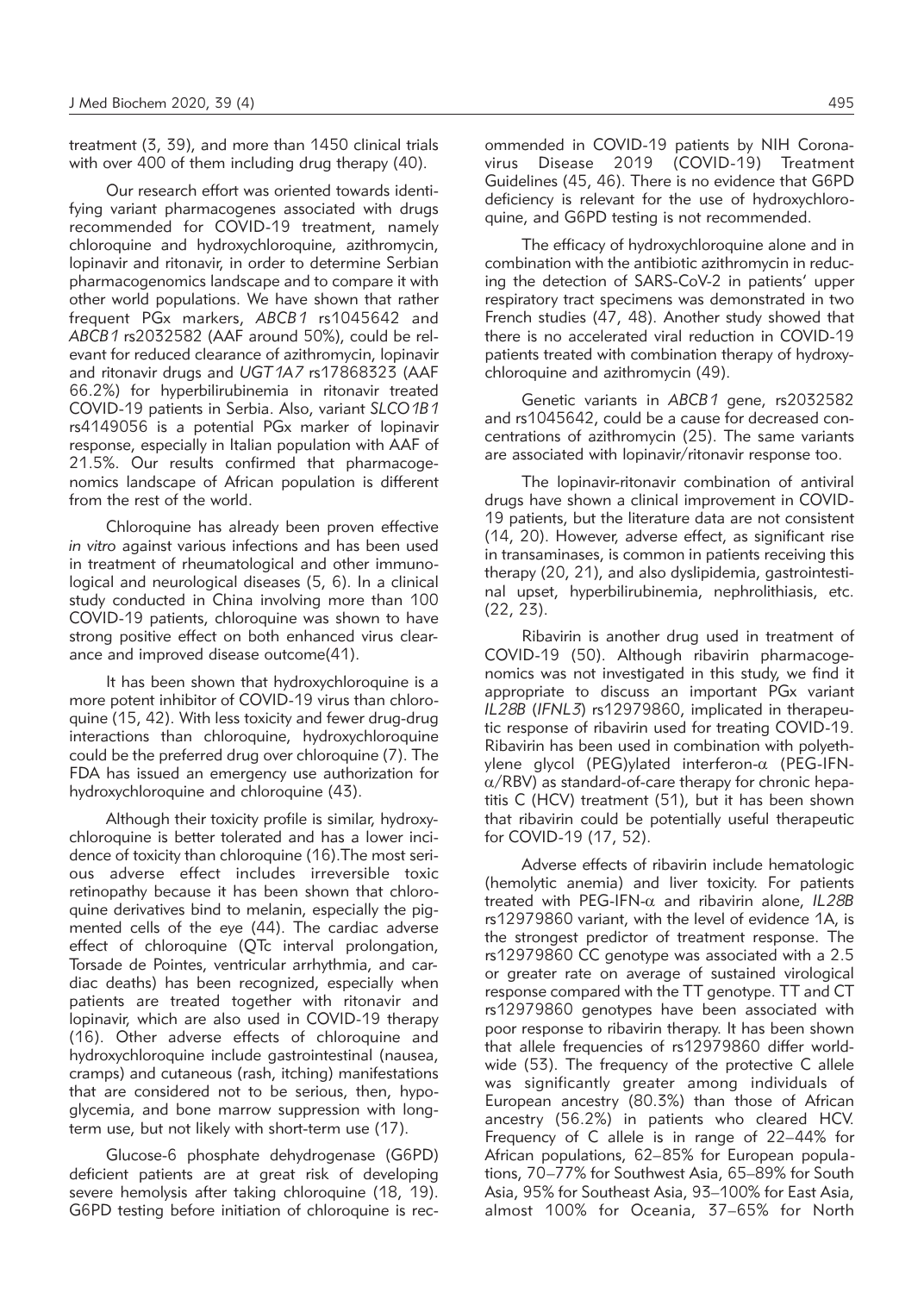treatment (3, 39), and more than 1450 clinical trials with over 400 of them including drug therapy (40).

Our research effort was oriented towards identifying variant pharmacogenes associated with drugs recommended for COVID-19 treatment, namely chloroquine and hydroxychloroquine, azithromycin, lopinavir and ritonavir, in order to determine Serbian pharmacogenomics landscape and to compare it with other world populations. We have shown that rather frequent PGx markers, *ABCB1* rs1045642 and *ABCB1* rs2032582 (AAF around 50%), could be relevant for reduced clearance of azithromycin, lopinavir and ritonavir drugs and *UGT1A7* rs17868323 (AAF 66.2%) for hyperbilirubinemia in ritonavir treated COVID-19 patients in Serbia. Also, variant *SLCO1B1* rs4149056 is a potential PGx marker of lopinavir response, especially in Italian population with AAF of 21.5%. Our results confirmed that pharmacogenomics landscape of African population is different from the rest of the world.

Chloroquine has already been proven effective *in vitro* against various infections and has been used in treatment of rheumatological and other immunological and neurological diseases (5, 6). In a clinical study conducted in China involving more than 100 COVID-19 patients, chloroquine was shown to have strong positive effect on both enhanced virus clearance and improved disease outcome(41).

It has been shown that hydroxychloroquine is a more potent inhibitor of COVID-19 virus than chloroquine (15, 42). With less toxicity and fewer drug-drug interactions than chloroquine, hydroxychloroquine could be the preferred drug over chloroquine (7). The FDA has issued an emergency use authorization for hydroxychloroquine and chloroquine (43).

Although their toxicity profile is similar, hydroxychloroquine is better tolerated and has a lower incidence of toxicity than chloroquine (16).The most serious adverse effect includes irreversible toxic retinopathy because it has been shown that chloroquine derivatives bind to melanin, especially the pigmented cells of the eye (44). The cardiac adverse effect of chloroquine (QTc interval prolongation, Torsade de Pointes, ventricular arrhythmia, and cardiac deaths) has been recognized, especially when patients are treated together with ritonavir and lopinavir, which are also used in COVID-19 therapy (16). Other adverse effects of chloroquine and hydroxychloroquine include gastrointestinal (nausea, cramps) and cutaneous (rash, itching) manifestations that are considered not to be serious, then, hypoglycemia, and bone marrow suppression with long-term use, but not likely with short-term use (17).

Glucose-6 phosphate dehydrogenase (G6PD) deficient patients are at great risk of developing severe hemolysis after taking chloroquine (18, 19). G6PD testing before initiation of chloroquine is recommended in COVID-19 patients by NIH Coronavirus Disease 2019 (COVID-19) Treatment Guidelines (45, 46). There is no evidence that G6PD deficiency is relevant for the use of hydroxychloroquine, and G6PD testing is not recommended.

The efficacy of hydroxychloroquine alone and in combination with the antibiotic azithromycin in reducing the detection of SARS-CoV-2 in patients' upper respiratory tract specimens was demonstrated in two French studies (47, 48). Another study showed that there is no accelerated viral reduction in COVID-19 patients treated with combination therapy of hydroxychloroquine and azithromycin (49).

Genetic variants in *ABCB1* gene, rs2032582 and rs1045642, could be a cause for decreased concentrations of azithromycin (25). The same variants are associated with lopinavir/ritonavir response too.

The lopinavir-ritonavir combination of antiviral drugs have shown a clinical improvement in COVID-19 patients, but the literature data are not consistent (14, 20). However, adverse effect, as significant rise in transaminases, is common in patients receiving this therapy (20, 21), and also dyslipidemia, gastrointestinal upset, hyperbilirubinemia, nephrolithiasis, etc. (22, 23).

Ribavirin is another drug used in treatment of COVID-19 (50). Although ribavirin pharmacogenomics was not investigated in this study, we find it appropriate to discuss an important PGx variant *IL28B* (*IFNL3*) rs12979860, implicated in therapeutic response of ribavirin used for treating COVID-19. Ribavirin has been used in combination with polyethylene glycol (PEG)ylated interferon-$\alpha$ (PEG-IFN-$\alpha$/RBV) as standard-of-care therapy for chronic hepatitis C (HCV) treatment (51), but it has been shown that ribavirin could be potentially useful therapeutic for COVID-19 (17, 52).

Adverse effects of ribavirin include hematologic (hemolytic anemia) and liver toxicity. For patients treated with PEG-IFN-$\alpha$ and ribavirin alone, *IL28B* rs12979860 variant, with the level of evidence 1A, is the strongest predictor of treatment response. The rs12979860 CC genotype was associated with a 2.5 or greater rate on average of sustained virological response compared with the TT genotype. TT and CT rs12979860 genotypes have been associated with poor response to ribavirin therapy. It has been shown that allele frequencies of rs12979860 differ worldwide (53). The frequency of the protective C allele was significantly greater among individuals of European ancestry (80.3%) than those of African ancestry (56.2%) in patients who cleared HCV. Frequency of C allele is in range of 22–44% for African populations, 62–85% for European populations, 70–77% for Southwest Asia, 65–89% for South Asia, 95% for Southeast Asia, 93–100% for East Asia, almost 100% for Oceania, 37–65% for North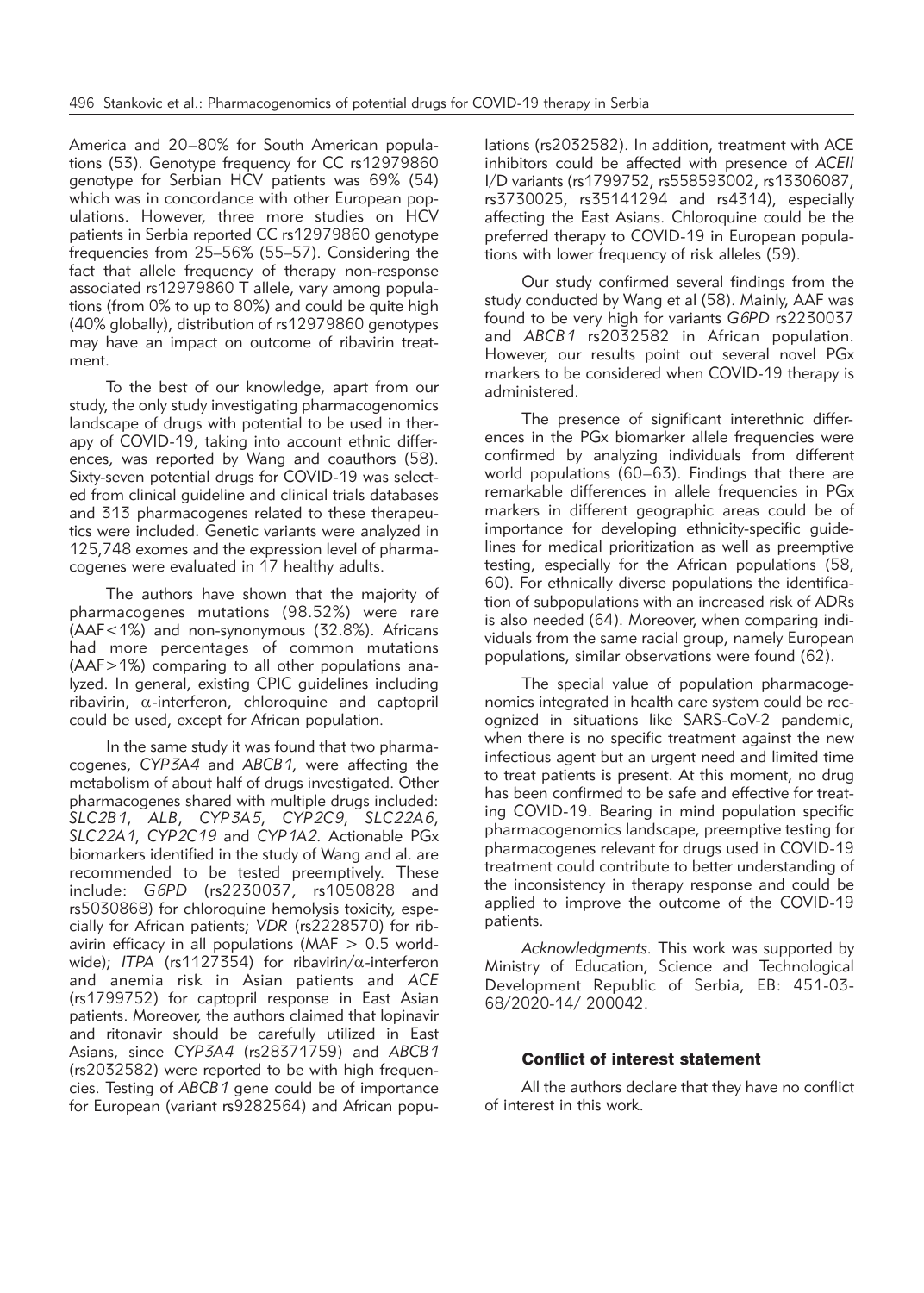America and 20–80% for South American populations (53). Genotype frequency for CC rs12979860 genotype for Serbian HCV patients was 69% (54) which was in concordance with other European populations. However, three more studies on HCV patients in Serbia reported CC rs12979860 genotype frequencies from 25–56% (55–57). Considering the fact that allele frequency of therapy non-response associated rs12979860 T allele, vary among populations (from 0% to up to 80%) and could be quite high (40% globally), distribution of rs12979860 genotypes may have an impact on outcome of ribavirin treatment.

To the best of our knowledge, apart from our study, the only study investigating pharmacogenomics landscape of drugs with potential to be used in therapy of COVID-19, taking into account ethnic differences, was reported by Wang and coauthors (58). Sixty-seven potential drugs for COVID-19 was selected from clinical guideline and clinical trials databases and 313 pharmacogenes related to these therapeutics were included. Genetic variants were analyzed in 125,748 exomes and the expression level of pharmacogenes were evaluated in 17 healthy adults.

The authors have shown that the majority of pharmacogenes mutations (98.52%) were rare (AAF<1%) and non-synonymous (32.8%). Africans had more percentages of common mutations (AAF>1%) comparing to all other populations analyzed. In general, existing CPIC guidelines including ribavirin, $\alpha$-interferon, chloroquine and captopril could be used, except for African population.

In the same study it was found that two pharmacogenes, *CYP3A4* and *ABCB1*, were affecting the metabolism of about half of drugs investigated. Other pharmacogenes shared with multiple drugs included: *SLC2B1*, *ALB*, *CYP3A5*, *CYP2C9*, *SLC22A6*, *SLC22A1*, *CYP2C19* and *CYP1A2*. Actionable PGx biomarkers identified in the study of Wang and al. are recommended to be tested preemptively. These include: *G6PD* (rs2230037, rs1050828 and rs5030868) for chloroquine hemolysis toxicity, especially for African patients; *VDR* (rs2228570) for ribavirin efficacy in all populations (MAF > 0.5 worldwide); *ITPA* (rs1127354) for ribavirin/$\alpha$-interferon and anemia risk in Asian patients and *ACE* (rs1799752) for captopril response in East Asian patients. Moreover, the authors claimed that lopinavir and ritonavir should be carefully utilized in East Asians, since *CYP3A4* (rs28371759) and *ABCB1* (rs2032582) were reported to be with high frequencies. Testing of *ABCB1* gene could be of importance for European (variant rs9282564) and African populations (rs2032582). In addition, treatment with ACE inhibitors could be affected with presence of *ACEII* I/D variants (rs1799752, rs558593002, rs13306087, rs3730025, rs35141294 and rs4314), especially affecting the East Asians. Chloroquine could be the preferred therapy to COVID-19 in European populations with lower frequency of risk alleles (59).

Our study confirmed several findings from the study conducted by Wang et al (58). Mainly, AAF was found to be very high for variants *G6PD* rs2230037 and *ABCB1* rs2032582 in African population. However, our results point out several novel PGx markers to be considered when COVID-19 therapy is administered.

The presence of significant interethnic differences in the PGx biomarker allele frequencies were confirmed by analyzing individuals from different world populations (60–63). Findings that there are remarkable differences in allele frequencies in PGx markers in different geographic areas could be of importance for developing ethnicity-specific guidelines for medical prioritization as well as preemptive testing, especially for the African populations (58, 60). For ethnically diverse populations the identification of subpopulations with an increased risk of ADRs is also needed (64). Moreover, when comparing individuals from the same racial group, namely European populations, similar observations were found (62).

The special value of population pharmacogenomics integrated in health care system could be recognized in situations like SARS-CoV-2 pandemic, when there is no specific treatment against the new infectious agent but an urgent need and limited time to treat patients is present. At this moment, no drug has been confirmed to be safe and effective for treating COVID-19. Bearing in mind population specific pharmacogenomics landscape, preemptive testing for pharmacogenes relevant for drugs used in COVID-19 treatment could contribute to better understanding of the inconsistency in therapy response and could be applied to improve the outcome of the COVID-19 patients.

*Acknowledgments.* This work was supported by Ministry of Education, Science and Technological Development Republic of Serbia, EB: 451-03-68/2020-14/ 200042.

## Conflict of interest statement

All the authors declare that they have no conflict of interest in this work.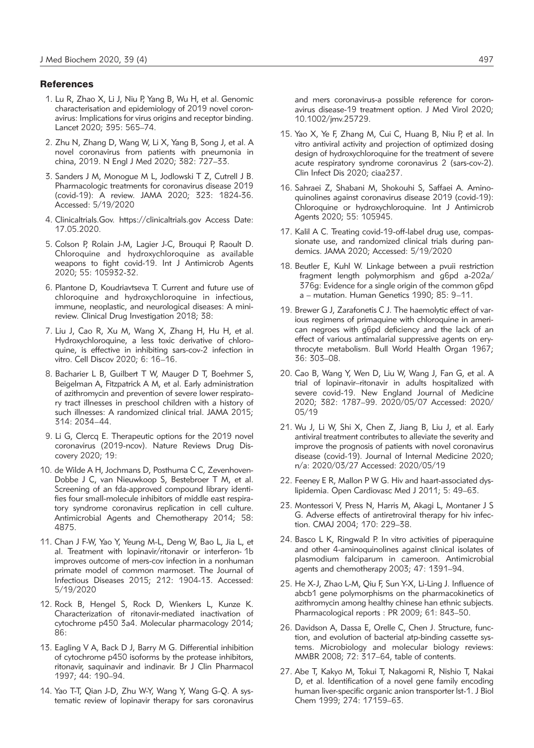## References

1. Lu R, Zhao X, Li J, Niu P, Yang B, Wu H, et al. Genomic characterisation and epidemiology of 2019 novel coronavirus: Implications for virus origins and receptor binding. Lancet 2020; 395: 565–74.
2. Zhu N, Zhang D, Wang W, Li X, Yang B, Song J, et al. A novel coronavirus from patients with pneumonia in china, 2019. N Engl J Med 2020; 382: 727–33.
3. Sanders J M, Monogue M L, Jodlowski T Z, Cutrell J B. Pharmacologic treatments for coronavirus disease 2019 (covid-19): A review. JAMA 2020; 323: 1824-36. Accessed: 5/19/2020
4. Clinicaltrials.Gov. https://clinicaltrials.gov Access Date: 17.05.2020.
5. Colson P, Rolain J-M, Lagier J-C, Brouqui P, Raoult D. Chloroquine and hydroxychloroquine as available weapons to fight covid-19. Int J Antimicrob Agents 2020; 55: 105932-32.
6. Plantone D, Koudriavtseva T. Current and future use of chloroquine and hydroxychloroquine in infectious, immune, neoplastic, and neurological diseases: A mini-review. Clinical Drug Investigation 2018; 38:
7. Liu J, Cao R, Xu M, Wang X, Zhang H, Hu H, et al. Hydroxychloroquine, a less toxic derivative of chloroquine, is effective in inhibiting sars-cov-2 infection in vitro. Cell Discov 2020; 6: 16–16.
8. Bacharier L B, Guilbert T W, Mauger D T, Boehmer S, Beigelman A, Fitzpatrick A M, et al. Early administration of azithromycin and prevention of severe lower respiratory tract illnesses in preschool children with a history of such illnesses: A randomized clinical trial. JAMA 2015; 314: 2034–44.
9. Li G, Clercq E. Therapeutic options for the 2019 novel coronavirus (2019-ncov). Nature Reviews Drug Discovery 2020; 19:
10. de Wilde A H, Jochmans D, Posthuma C C, Zevenhoven-Dobbe J C, van Nieuwkoop S, Bestebroer T M, et al. Screening of an fda-approved compound library identifies four small-molecule inhibitors of middle east respiratory syndrome coronavirus replication in cell culture. Antimicrobial Agents and Chemotherapy 2014; 58: 4875.
11. Chan J F-W, Yao Y, Yeung M-L, Deng W, Bao L, Jia L, et al. Treatment with lopinavir/ritonavir or interferon- 1b improves outcome of mers-cov infection in a nonhuman primate model of common marmoset. The Journal of Infectious Diseases 2015; 212: 1904-13. Accessed: 5/19/2020
12. Rock B, Hengel S, Rock D, Wienkers L, Kunze K. Characterization of ritonavir-mediated inactivation of cytochrome p450 3a4. Molecular pharmacology 2014; 86:
13. Eagling V A, Back D J, Barry M G. Differential inhibition of cytochrome p450 isoforms by the protease inhibitors, ritonavir, saquinavir and indinavir. Br J Clin Pharmacol 1997; 44: 190–94.
14. Yao T-T, Qian J-D, Zhu W-Y, Wang Y, Wang G-Q. A systematic review of lopinavir therapy for sars coronavirus and mers coronavirus-a possible reference for coronavirus disease-19 treatment option. J Med Virol 2020; 10.1002/jmv.25729.
15. Yao X, Ye F, Zhang M, Cui C, Huang B, Niu P, et al. In vitro antiviral activity and projection of optimized dosing design of hydroxychloroquine for the treatment of severe acute respiratory syndrome coronavirus 2 (sars-cov-2). Clin Infect Dis 2020; ciaa237.
16. Sahraei Z, Shabani M, Shokouhi S, Saffaei A. Aminoquinolines against coronavirus disease 2019 (covid-19): Chloroquine or hydroxychloroquine. Int J Antimicrob Agents 2020; 55: 105945.
17. Kalil A C. Treating covid-19-off-label drug use, compassionate use, and randomized clinical trials during pandemics. JAMA 2020; Accessed: 5/19/2020
18. Beutler E, Kuhl W. Linkage between a pvuii restriction fragment length polymorphism and g6pd a-202a/376g: Evidence for a single origin of the common g6pd a – mutation. Human Genetics 1990; 85: 9–11.
19. Brewer G J, Zarafonetis C J. The haemolytic effect of various regimens of primaquine with chloroquine in american negroes with g6pd deficiency and the lack of an effect of various antimalarial suppressive agents on erythrocyte metabolism. Bull World Health Organ 1967; 36: 303–08.
20. Cao B, Wang Y, Wen D, Liu W, Wang J, Fan G, et al. A trial of lopinavir–ritonavir in adults hospitalized with severe covid-19. New England Journal of Medicine 2020; 382: 1787–99. 2020/05/07 Accessed: 2020/05/19
21. Wu J, Li W, Shi X, Chen Z, Jiang B, Liu J, et al. Early antiviral treatment contributes to alleviate the severity and improve the prognosis of patients with novel coronavirus disease (covid-19). Journal of Internal Medicine 2020; n/a: 2020/03/27 Accessed: 2020/05/19
22. Feeney E R, Mallon P W G. Hiv and haart-associated dyslipidemia. Open Cardiovasc Med J 2011; 5: 49–63.
23. Montessori V, Press N, Harris M, Akagi L, Montaner J S G. Adverse effects of antiretroviral therapy for hiv infection. CMAJ 2004; 170: 229–38.
24. Basco L K, Ringwald P. In vitro activities of piperaquine and other 4-aminoquinolines against clinical isolates of plasmodium falciparum in cameroon. Antimicrobial agents and chemotherapy 2003; 47: 1391–94.
25. He X-J, Zhao L-M, Qiu F, Sun Y-X, Li-Ling J. Influence of abcb1 gene polymorphisms on the pharmacokinetics of azithromycin among healthy chinese han ethnic subjects. Pharmacological reports : PR 2009; 61: 843–50.
26. Davidson A, Dassa E, Orelle C, Chen J. Structure, function, and evolution of bacterial atp-binding cassette systems. Microbiology and molecular biology reviews: MMBR 2008; 72: 317–64, table of contents.
27. Abe T, Kakyo M, Tokui T, Nakagomi R, Nishio T, Nakai D, et al. Identification of a novel gene family encoding human liver-specific organic anion transporter lst-1. J Biol Chem 1999; 274: 17159–63.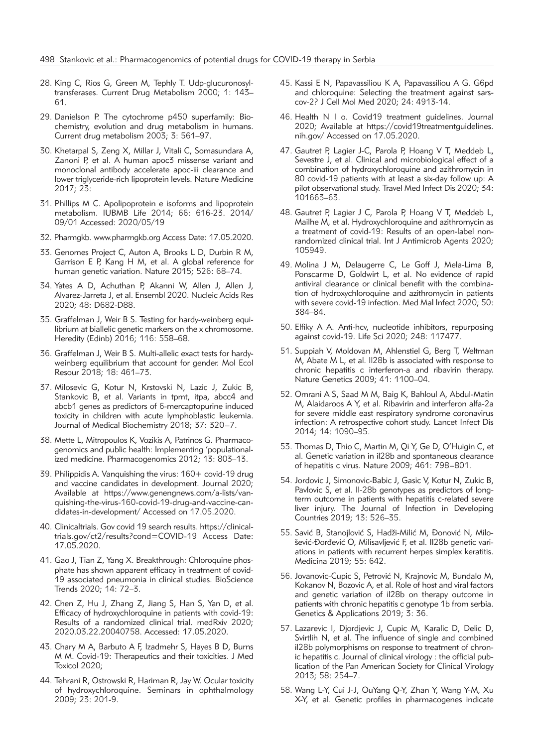28. King C, Rios G, Green M, Tephly T. Udp-glucuronosyltransferases. Current Drug Metabolism 2000; 1: 143–61.
29. Danielson P. The cytochrome p450 superfamily: Biochemistry, evolution and drug metabolism in humans. Current drug metabolism 2003; 3: 561–97.
30. Khetarpal S, Zeng X, Millar J, Vitali C, Somasundara A, Zanoni P, et al. A human apoc3 missense variant and monoclonal antibody accelerate apoc-iii clearance and lower triglyceride-rich lipoprotein levels. Nature Medicine 2017; 23:
31. Phillips M C. Apolipoprotein e isoforms and lipoprotein metabolism. IUBMB Life 2014; 66: 616-23. 2014/09/01 Accessed: 2020/05/19
32. Pharmgkb. www.pharmgkb.org Access Date: 17.05.2020.
33. Genomes Project C, Auton A, Brooks L D, Durbin R M, Garrison E P, Kang H M, et al. A global reference for human genetic variation. Nature 2015; 526: 68–74.
34. Yates A D, Achuthan P, Akanni W, Allen J, Allen J, Alvarez-Jarreta J, et al. Ensembl 2020. Nucleic Acids Res 2020; 48: D682-D88.
35. Graffelman J, Weir B S. Testing for hardy-weinberg equilibrium at biallelic genetic markers on the x chromosome. Heredity (Edinb) 2016; 116: 558–68.
36. Graffelman J, Weir B S. Multi-allelic exact tests for hardy-weinberg equilibrium that account for gender. Mol Ecol Resour 2018; 18: 461–73.
37. Milosevic G, Kotur N, Krstovski N, Lazic J, Zukic B, Stankovic B, et al. Variants in tpmt, itpa, abcc4 and abcb1 genes as predictors of 6-mercaptopurine induced toxicity in children with acute lymphoblastic leukemia. Journal of Medical Biochemistry 2018; 37: 320–7.
38. Mette L, Mitropoulos K, Vozikis A, Patrinos G. Pharmacogenomics and public health: Implementing 'populationalized medicine. Pharmacogenomics 2012; 13: 803–13.
39. Philippidis A. Vanquishing the virus: 160+ covid-19 drug and vaccine candidates in development. Journal 2020; Available at https://www.genengnews.com/a-lists/vanquishing-the-virus-160-covid-19-drug-and-vaccine-candidates-in-development/ Accessed on 17.05.2020.
40. Clinicaltrials. Gov covid 19 search results. https://clinicaltrials.gov/ct2/results?cond=COVID-19 Access Date: 17.05.2020.
41. Gao J, Tian Z, Yang X. Breakthrough: Chloroquine phosphate has shown apparent efficacy in treatment of covid-19 associated pneumonia in clinical studies. BioScience Trends 2020; 14: 72–3.
42. Chen Z, Hu J, Zhang Z, Jiang S, Han S, Yan D, et al. Efficacy of hydroxychloroquine in patients with covid-19: Results of a randomized clinical trial. medRxiv 2020; 2020.03.22.20040758. Accessed: 17.05.2020.
43. Chary M A, Barbuto A F, Izadmehr S, Hayes B D, Burns M M. Covid-19: Therapeutics and their toxicities. J Med Toxicol 2020;
44. Tehrani R, Ostrowski R, Hariman R, Jay W. Ocular toxicity of hydroxychloroquine. Seminars in ophthalmology 2009; 23: 201-9.
45. Kassi E N, Papavassiliou K A, Papavassiliou A G. G6pd and chloroquine: Selecting the treatment against sars-cov-2? J Cell Mol Med 2020; 24: 4913-14.
46. Health N I o. Covid19 treatment guidelines. Journal 2020; Available at https://covid19treatmentguidelines.nih.gov/ Accessed on 17.05.2020.
47. Gautret P, Lagier J-C, Parola P, Hoang V T, Meddeb L, Sevestre J, et al. Clinical and microbiological effect of a combination of hydroxychloroquine and azithromycin in 80 covid-19 patients with at least a six-day follow up: A pilot observational study. Travel Med Infect Dis 2020; 34: 101663–63.
48. Gautret P, Lagier J C, Parola P, Hoang V T, Meddeb L, Mailhe M, et al. Hydroxychloroquine and azithromycin as a treatment of covid-19: Results of an open-label non-randomized clinical trial. Int J Antimicrob Agents 2020; 105949.
49. Molina J M, Delaugerre C, Le Goff J, Mela-Lima B, Ponscarme D, Goldwirt L, et al. No evidence of rapid antiviral clearance or clinical benefit with the combination of hydroxychloroquine and azithromycin in patients with severe covid-19 infection. Med Mal Infect 2020; 50: 384–84.
50. Elfiky A A. Anti-hcv, nucleotide inhibitors, repurposing against covid-19. Life Sci 2020; 248: 117477.
51. Suppiah V, Moldovan M, Ahlenstiel G, Berg T, Weltman M, Abate M L, et al. Il28b is associated with response to chronic hepatitis c interferon-a and ribavirin therapy. Nature Genetics 2009; 41: 1100–04.
52. Omrani A S, Saad M M, Baig K, Bahloul A, Abdul-Matin M, Alaidaroos A Y, et al. Ribavirin and interferon alfa-2a for severe middle east respiratory syndrome coronavirus infection: A retrospective cohort study. Lancet Infect Dis 2014; 14: 1090–95.
53. Thomas D, Thio C, Martin M, Qi Y, Ge D, O'Huigin C, et al. Genetic variation in il28b and spontaneous clearance of hepatitis c virus. Nature 2009; 461: 798–801.
54. Jordovic J, Simonovic-Babic J, Gasic V, Kotur N, Zukic B, Pavlovic S, et al. Il-28b genotypes as predictors of long-term outcome in patients with hepatitis c-related severe liver injury. The Journal of Infection in Developing Countries 2019; 13: 526–35.
55. Savić B, Stanojlović S, Hadži-Milić M, Đonović N, Milošević-Đorđević O, Milisavljević F, et al. Il28b genetic variations in patients with recurrent herpes simplex keratitis. Medicina 2019; 55: 642.
56. Jovanovic-Cupic S, Petrović N, Krajnovic M, Bundalo M, Kokanov N, Bozovic A, et al. Role of host and viral factors and genetic variation of il28b on therapy outcome in patients with chronic hepatitis c genotype 1b from serbia. Genetics & Applications 2019; 3: 36.
57. Lazarevic I, Djordjevic J, Cupic M, Karalic D, Delic D, Svirtlih N, et al. The influence of single and combined il28b polymorphisms on response to treatment of chronic hepatitis c. Journal of clinical virology : the official publication of the Pan American Society for Clinical Virology 2013; 58: 254–7.
58. Wang L-Y, Cui J-J, OuYang Q-Y, Zhan Y, Wang Y-M, Xu X-Y, et al. Genetic profiles in pharmacogenes indicate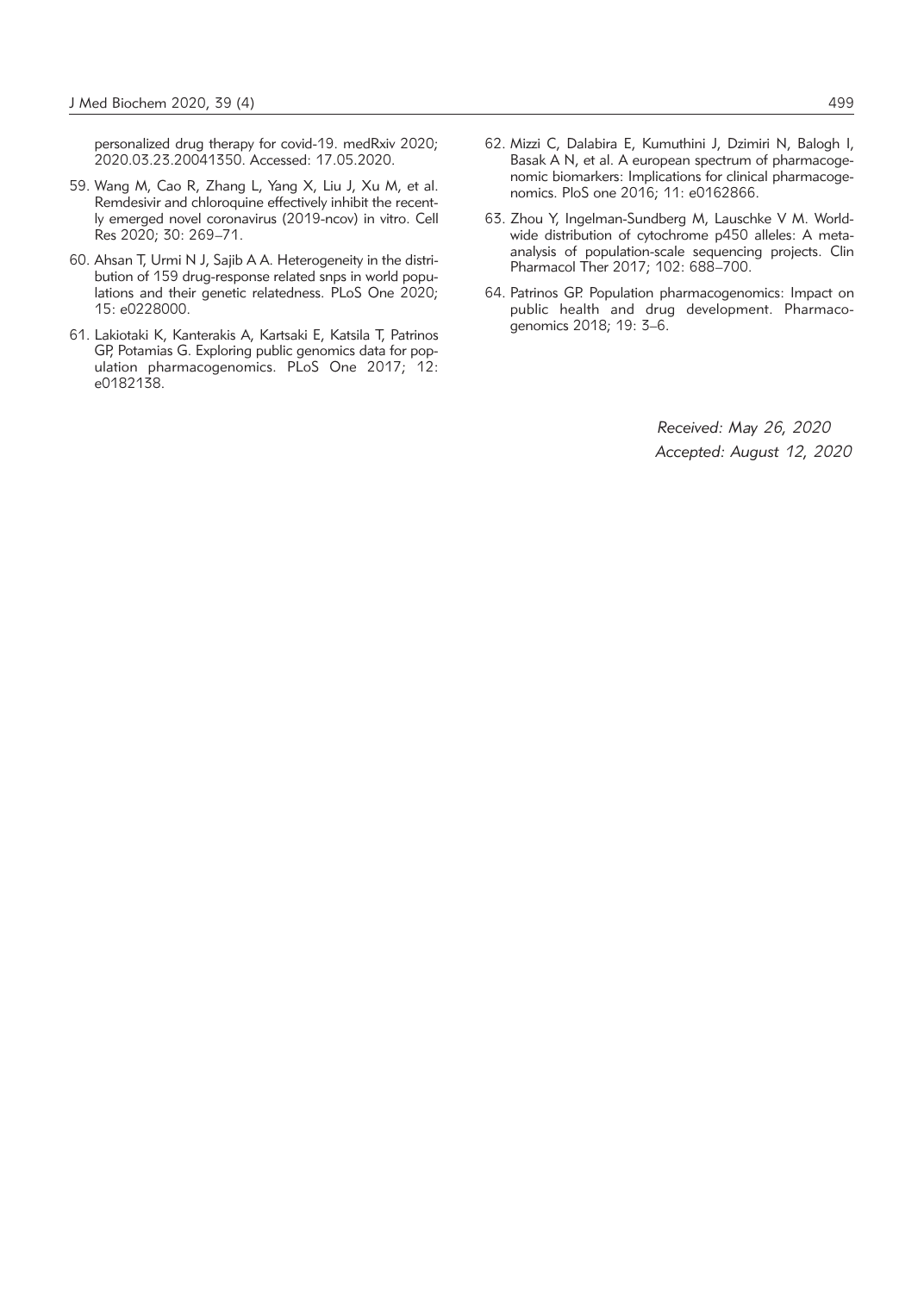personalized drug therapy for covid-19. medRxiv 2020; 2020.03.23.20041350. Accessed: 17.05.2020.

59. Wang M, Cao R, Zhang L, Yang X, Liu J, Xu M, et al. Remdesivir and chloroquine effectively inhibit the recently emerged novel coronavirus (2019-ncov) in vitro. Cell Res 2020; 30: 269–71.

60. Ahsan T, Urmi N J, Sajib A A. Heterogeneity in the distribution of 159 drug-response related snps in world populations and their genetic relatedness. PLoS One 2020; 15: e0228000.

61. Lakiotaki K, Kanterakis A, Kartsaki E, Katsila T, Patrinos GP, Potamias G. Exploring public genomics data for population pharmacogenomics. PLoS One 2017; 12: e0182138.

62. Mizzi C, Dalabira E, Kumuthini J, Dzimiri N, Balogh I, Basak A N, et al. A european spectrum of pharmacogenomic biomarkers: Implications for clinical pharmacogenomics. PloS one 2016; 11: e0162866.

63. Zhou Y, Ingelman-Sundberg M, Lauschke V M. Worldwide distribution of cytochrome p450 alleles: A meta-analysis of population-scale sequencing projects. Clin Pharmacol Ther 2017; 102: 688–700.

64. Patrinos GP. Population pharmacogenomics: Impact on public health and drug development. Pharmacogenomics 2018; 19: 3–6.

*Received: May 26, 2020*
*Accepted: August 12, 2020*